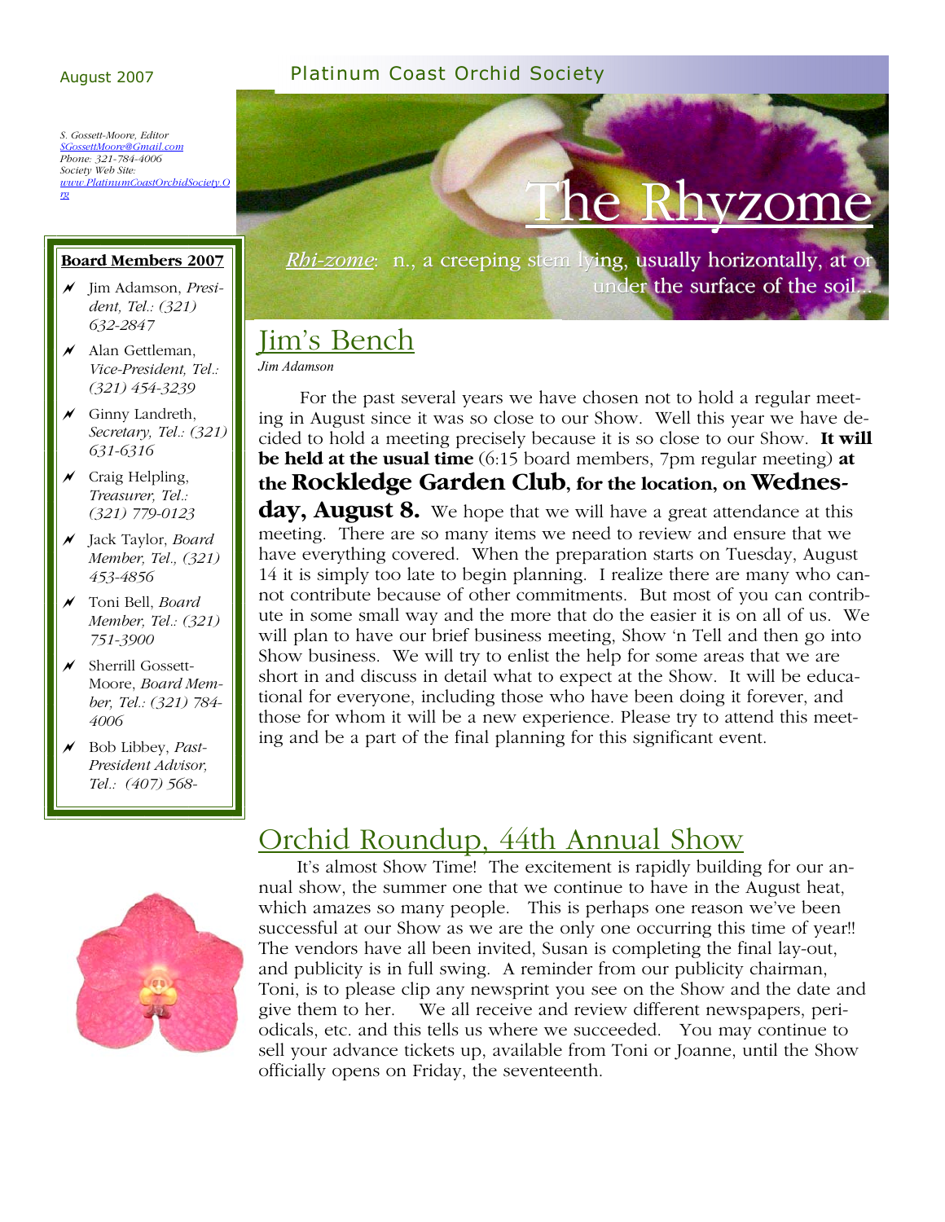August 2007

Platinum Coast Orchid Society

*S. Gossett-Moore, Editor*
*SGossettMoore@Gmail.com*
*Phone: 321-784-4006*
*Society Web Site:*
*www.PlatinumCoastOrchidSociety.Org*

# The Rhyzome

*Rhi-zome*: n., a creeping stem lying, usually horizontally, at or under the surface of the soil…

**Board Members 2007**

- Jim Adamson, *President, Tel.: (321) 632-2847*
- Alan Gettleman, *Vice-President, Tel.: (321) 454-3239*
- Ginny Landreth, *Secretary, Tel.: (321) 631-6316*
- Craig Helpling, *Treasurer, Tel.: (321) 779-0123*
- Jack Taylor, *Board Member, Tel., (321) 453-4856*
- Toni Bell, *Board Member, Tel.: (321) 751-3900*
- Sherrill Gossett-Moore, *Board Member, Tel.: (321) 784-4006*
- Bob Libbey, *Past-President Advisor, Tel.: (407) 568-*

## Jim's Bench

*Jim Adamson*

For the past several years we have chosen not to hold a regular meeting in August since it was so close to our Show. Well this year we have decided to hold a meeting precisely because it is so close to our Show. **It will be held at the usual time** (6:15 board members, 7pm regular meeting) **at the Rockledge Garden Club, for the location, on Wednesday, August 8.** We hope that we will have a great attendance at this meeting. There are so many items we need to review and ensure that we have everything covered. When the preparation starts on Tuesday, August 14 it is simply too late to begin planning. I realize there are many who cannot contribute because of other commitments. But most of you can contribute in some small way and the more that do the easier it is on all of us. We will plan to have our brief business meeting, Show 'n Tell and then go into Show business. We will try to enlist the help for some areas that we are short in and discuss in detail what to expect at the Show. It will be educational for everyone, including those who have been doing it forever, and those for whom it will be a new experience. Please try to attend this meeting and be a part of the final planning for this significant event.

## Orchid Roundup, 44th Annual Show

It's almost Show Time! The excitement is rapidly building for our annual show, the summer one that we continue to have in the August heat, which amazes so many people. This is perhaps one reason we've been successful at our Show as we are the only one occurring this time of year!! The vendors have all been invited, Susan is completing the final lay-out, and publicity is in full swing. A reminder from our publicity chairman, Toni, is to please clip any newsprint you see on the Show and the date and give them to her. We all receive and review different newspapers, periodicals, etc. and this tells us where we succeeded. You may continue to sell your advance tickets up, available from Toni or Joanne, until the Show officially opens on Friday, the seventeenth.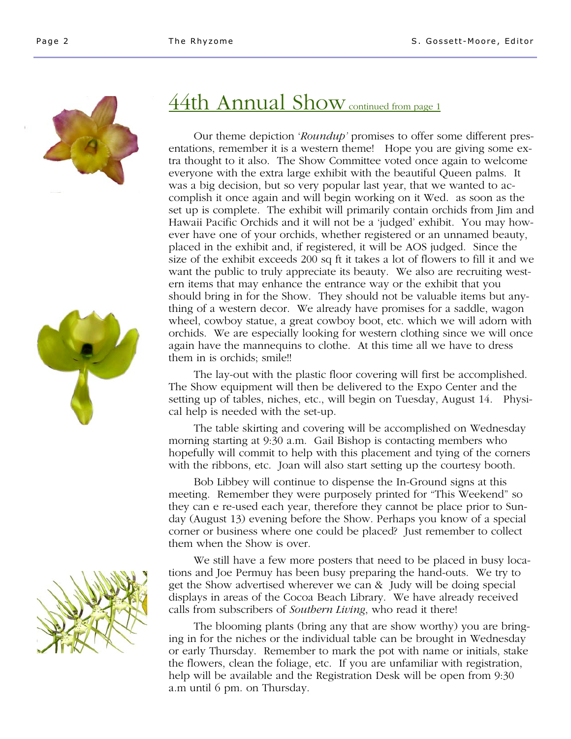## 44th Annual Show continued from page 1

Our theme depiction '*Roundup*' promises to offer some different presentations, remember it is a western theme! Hope you are giving some extra thought to it also. The Show Committee voted once again to welcome everyone with the extra large exhibit with the beautiful Queen palms. It was a big decision, but so very popular last year, that we wanted to accomplish it once again and will begin working on it Wed. as soon as the set up is complete. The exhibit will primarily contain orchids from Jim and Hawaii Pacific Orchids and it will not be a 'judged' exhibit. You may however have one of your orchids, whether registered or an unnamed beauty, placed in the exhibit and, if registered, it will be AOS judged. Since the size of the exhibit exceeds 200 sq ft it takes a lot of flowers to fill it and we want the public to truly appreciate its beauty. We also are recruiting western items that may enhance the entrance way or the exhibit that you should bring in for the Show. They should not be valuable items but anything of a western decor. We already have promises for a saddle, wagon wheel, cowboy statue, a great cowboy boot, etc. which we will adorn with orchids. We are especially looking for western clothing since we will once again have the mannequins to clothe. At this time all we have to dress them in is orchids; smile!!

The lay-out with the plastic floor covering will first be accomplished. The Show equipment will then be delivered to the Expo Center and the setting up of tables, niches, etc., will begin on Tuesday, August 14. Physical help is needed with the set-up.

The table skirting and covering will be accomplished on Wednesday morning starting at 9:30 a.m. Gail Bishop is contacting members who hopefully will commit to help with this placement and tying of the corners with the ribbons, etc. Joan will also start setting up the courtesy booth.

Bob Libbey will continue to dispense the In-Ground signs at this meeting. Remember they were purposely printed for "This Weekend" so they can e re-used each year, therefore they cannot be place prior to Sunday (August 13) evening before the Show. Perhaps you know of a special corner or business where one could be placed? Just remember to collect them when the Show is over.

We still have a few more posters that need to be placed in busy locations and Joe Permuy has been busy preparing the hand-outs. We try to get the Show advertised wherever we can & Judy will be doing special displays in areas of the Cocoa Beach Library. We have already received calls from subscribers of *Southern Living*, who read it there!

The blooming plants (bring any that are show worthy) you are bringing in for the niches or the individual table can be brought in Wednesday or early Thursday. Remember to mark the pot with name or initials, stake the flowers, clean the foliage, etc. If you are unfamiliar with registration, help will be available and the Registration Desk will be open from 9:30 a.m until 6 pm. on Thursday.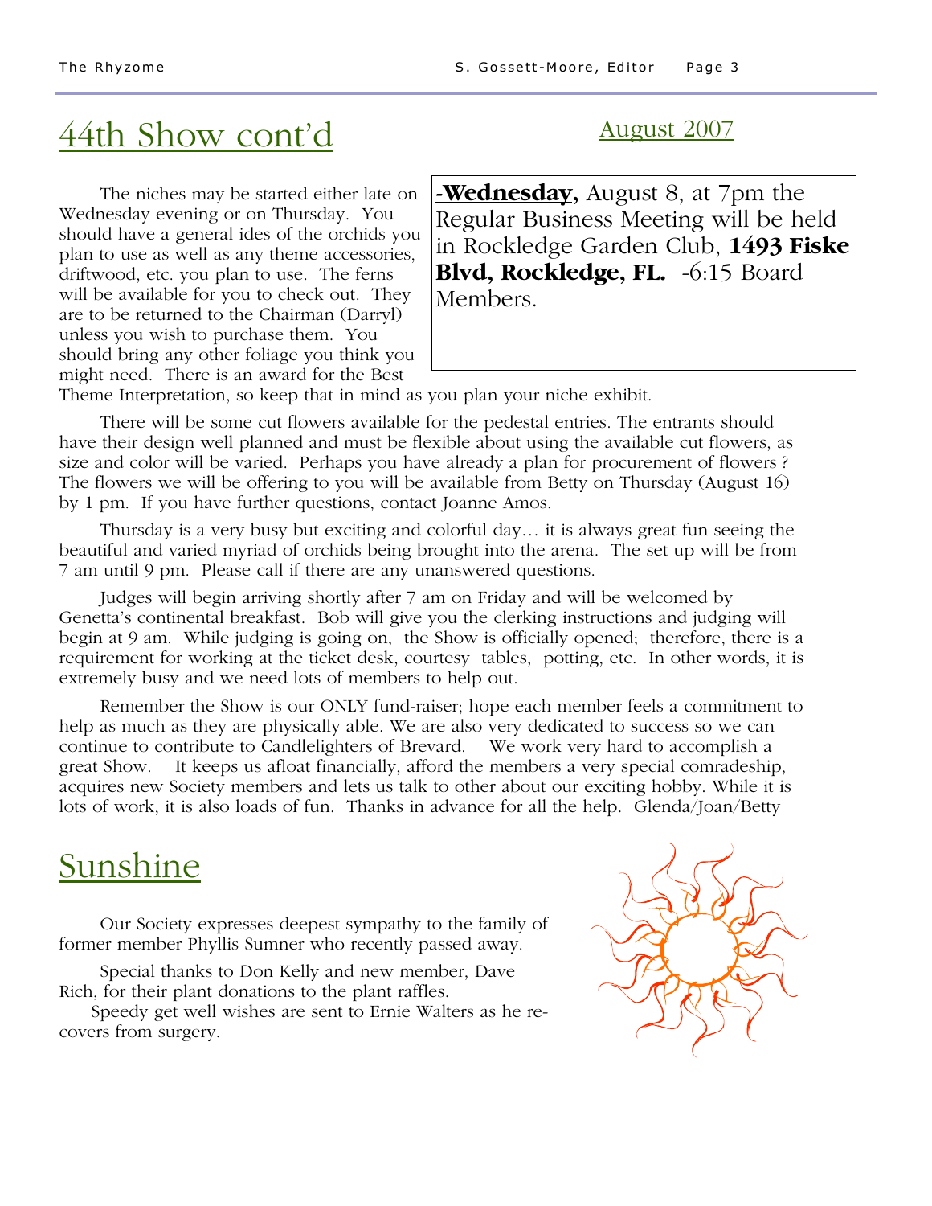## 44th Show cont'd

August 2007

**-Wednesday,** August 8, at 7pm the Regular Business Meeting will be held in Rockledge Garden Club, **1493 Fiske Blvd, Rockledge, FL.** -6:15 Board Members.

The niches may be started either late on Wednesday evening or on Thursday. You should have a general ides of the orchids you plan to use as well as any theme accessories, driftwood, etc. you plan to use. The ferns will be available for you to check out. They are to be returned to the Chairman (Darryl) unless you wish to purchase them. You should bring any other foliage you think you might need. There is an award for the Best Theme Interpretation, so keep that in mind as you plan your niche exhibit.

There will be some cut flowers available for the pedestal entries. The entrants should have their design well planned and must be flexible about using the available cut flowers, as size and color will be varied. Perhaps you have already a plan for procurement of flowers ? The flowers we will be offering to you will be available from Betty on Thursday (August 16) by 1 pm. If you have further questions, contact Joanne Amos.

Thursday is a very busy but exciting and colorful day… it is always great fun seeing the beautiful and varied myriad of orchids being brought into the arena. The set up will be from 7 am until 9 pm. Please call if there are any unanswered questions.

Judges will begin arriving shortly after 7 am on Friday and will be welcomed by Genetta's continental breakfast. Bob will give you the clerking instructions and judging will begin at 9 am. While judging is going on, the Show is officially opened; therefore, there is a requirement for working at the ticket desk, courtesy tables, potting, etc. In other words, it is extremely busy and we need lots of members to help out.

Remember the Show is our ONLY fund-raiser; hope each member feels a commitment to help as much as they are physically able. We are also very dedicated to success so we can continue to contribute to Candlelighters of Brevard. We work very hard to accomplish a great Show. It keeps us afloat financially, afford the members a very special comradeship, acquires new Society members and lets us talk to other about our exciting hobby. While it is lots of work, it is also loads of fun. Thanks in advance for all the help. Glenda/Joan/Betty

## Sunshine

Our Society expresses deepest sympathy to the family of former member Phyllis Sumner who recently passed away.

Special thanks to Don Kelly and new member, Dave Rich, for their plant donations to the plant raffles.

Speedy get well wishes are sent to Ernie Walters as he recovers from surgery.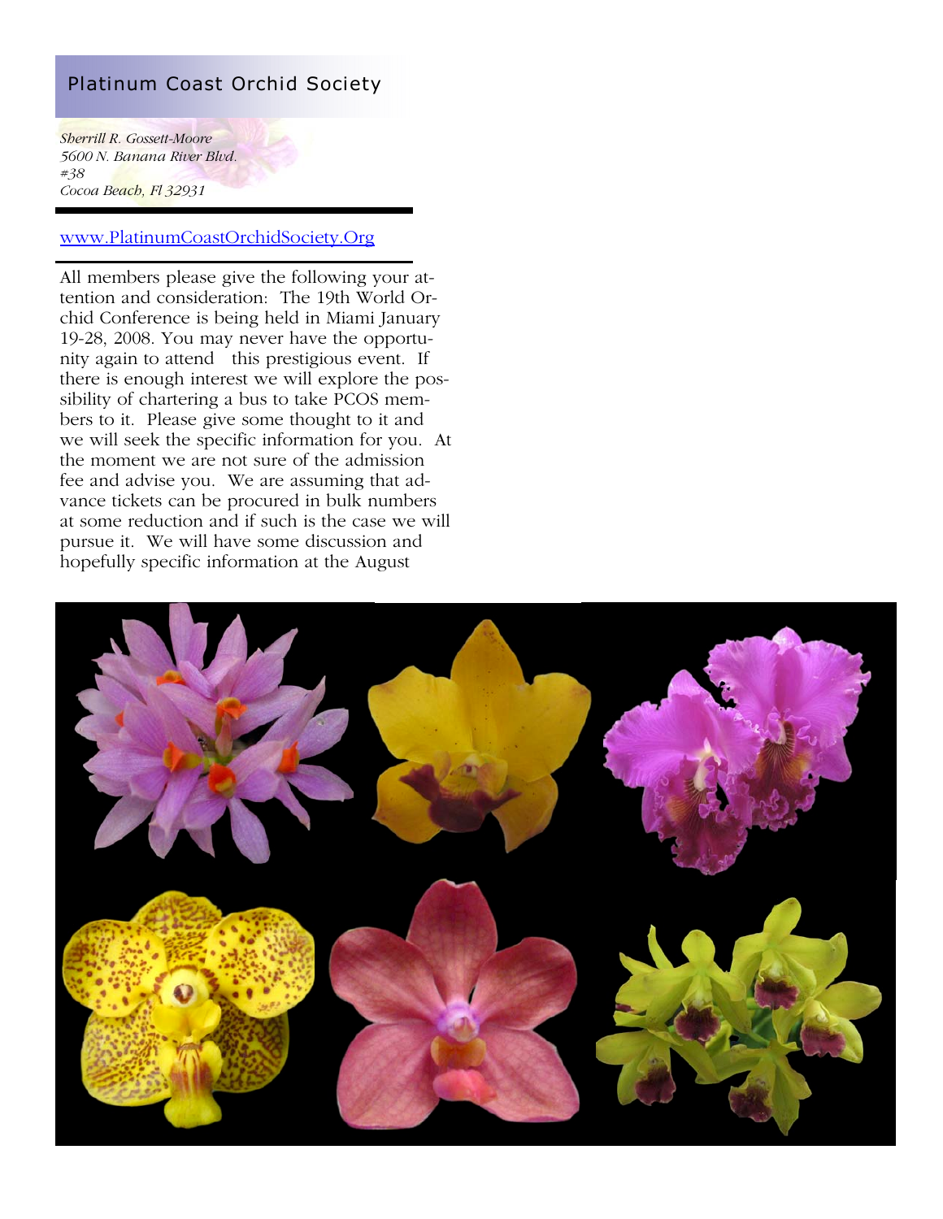Platinum Coast Orchid Society

*Sherrill R. Gossett-Moore*
*5600 N. Banana River Blvd.*
*#38*
*Cocoa Beach, Fl 32931*

www.PlatinumCoastOrchidSociety.Org

All members please give the following your attention and consideration: The 19th World Orchid Conference is being held in Miami January 19-28, 2008. You may never have the opportunity again to attend this prestigious event. If there is enough interest we will explore the possibility of chartering a bus to take PCOS members to it. Please give some thought to it and we will seek the specific information for you. At the moment we are not sure of the admission fee and advise you. We are assuming that advance tickets can be procured in bulk numbers at some reduction and if such is the case we will pursue it. We will have some discussion and hopefully specific information at the August